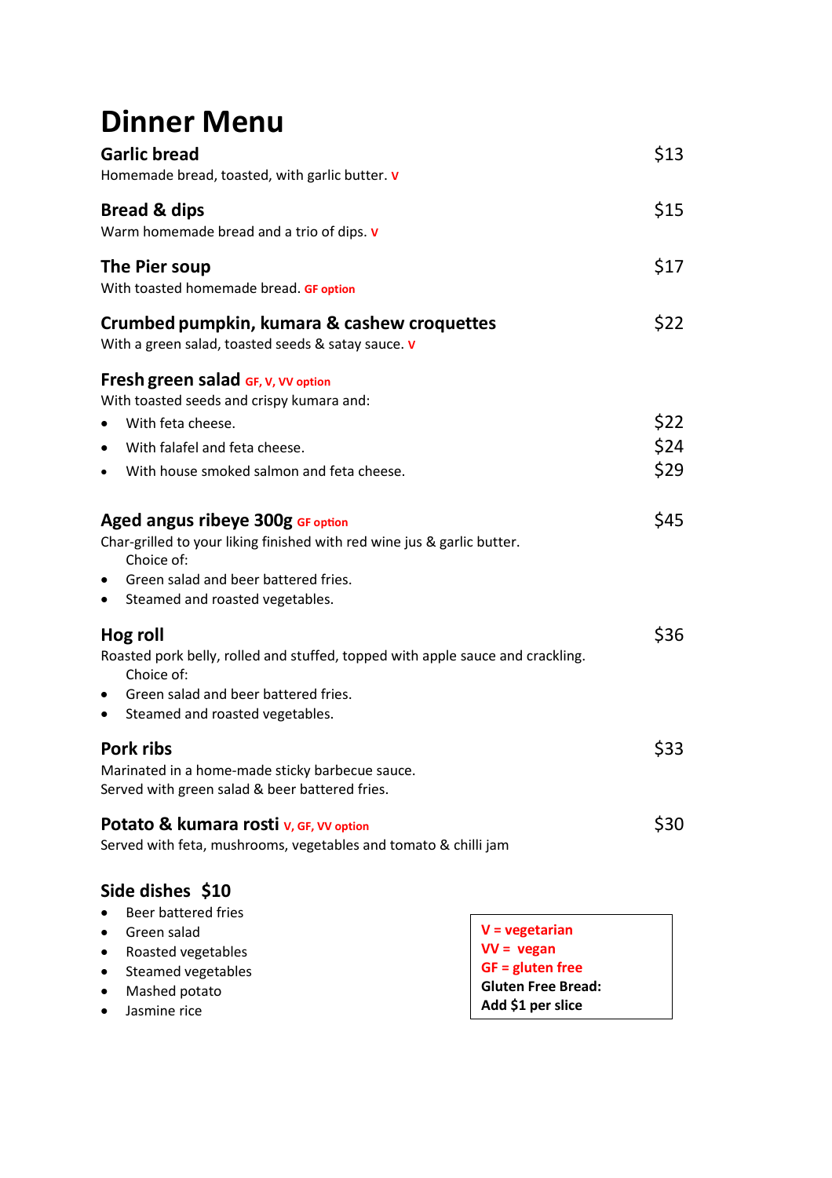# Dinner Menu

## Garlic bread — $13

Homemade bread, toasted, with garlic butter. V

## Bread & dips — $15

Warm homemade bread and a trio of dips. V

## The Pier soup — $17

With toasted homemade bread. GF option

## Crumbed pumpkin, kumara & cashew croquettes — $22

With a green salad, toasted seeds & satay sauce. V

## Fresh green salad GF, V, VV option

With toasted seeds and crispy kumara and:

- With feta cheese. — $22
- With falafel and feta cheese. — $24
- With house smoked salmon and feta cheese. — $29

## Aged angus ribeye 300g GF option — $45

Char-grilled to your liking finished with red wine jus & garlic butter.

Choice of:

- Green salad and beer battered fries.
- Steamed and roasted vegetables.

## Hog roll — $36

Roasted pork belly, rolled and stuffed, topped with apple sauce and crackling.

Choice of:

- Green salad and beer battered fries.
- Steamed and roasted vegetables.

## Pork ribs — $33

Marinated in a home-made sticky barbecue sauce.
Served with green salad & beer battered fries.

## Potato & kumara rosti V, GF, VV option — $30

Served with feta, mushrooms, vegetables and tomato & chilli jam

## Side dishes $10

- Beer battered fries
- Green salad
- Roasted vegetables
- Steamed vegetables
- Mashed potato
- Jasmine rice

**V = vegetarian**
**VV = vegan**
**GF = gluten free**
**Gluten Free Bread:**
**Add $1 per slice**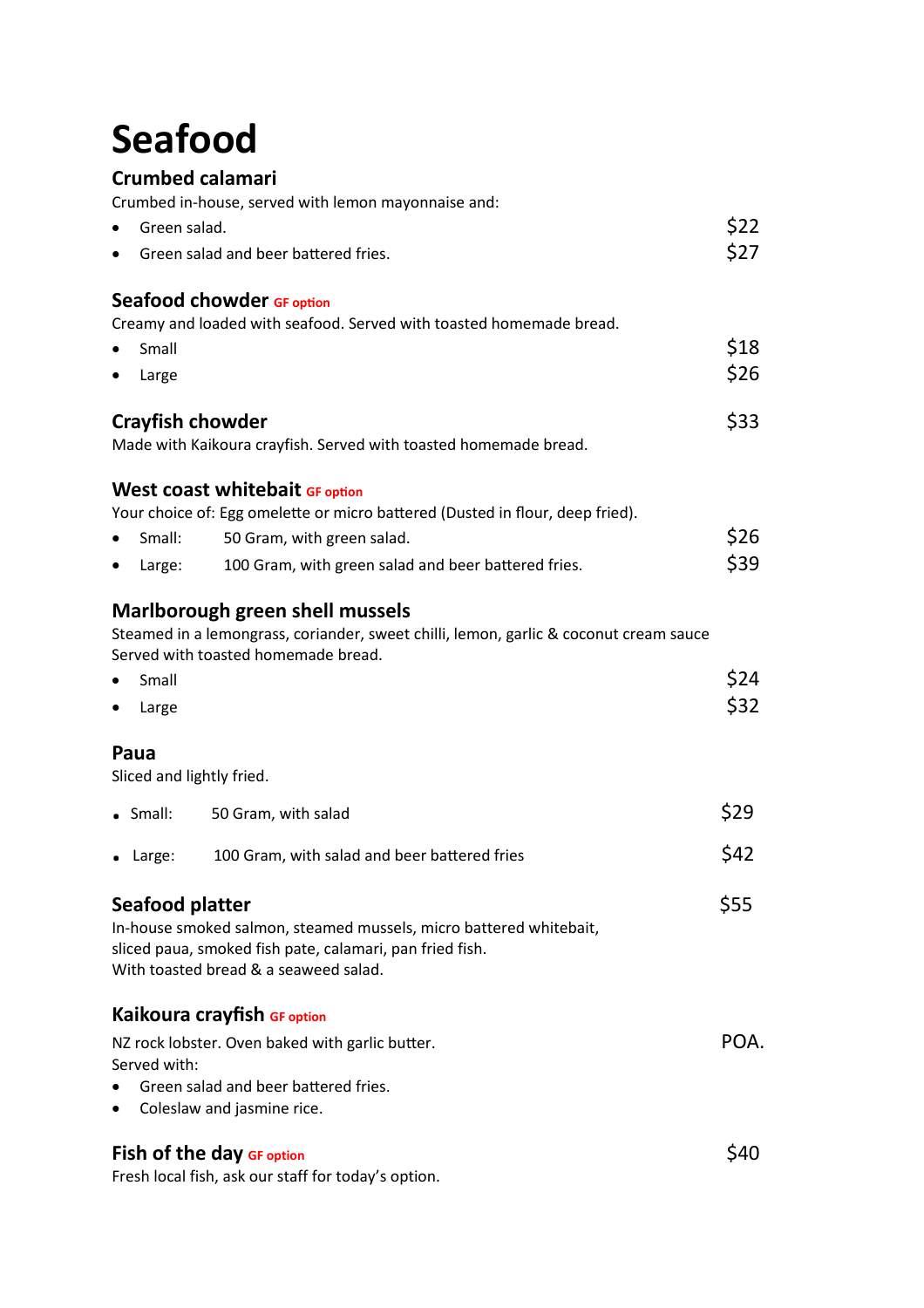# Seafood

### Crumbed calamari

Crumbed in-house, served with lemon mayonnaise and:

- Green salad. $22
- Green salad and beer battered fries. $27

### Seafood chowder GF option

Creamy and loaded with seafood. Served with toasted homemade bread.

- Small $18
- Large $26

### Crayfish chowder $33

Made with Kaikoura crayfish. Served with toasted homemade bread.

### West coast whitebait GF option

Your choice of: Egg omelette or micro battered (Dusted in flour, deep fried).

- Small: 50 Gram, with green salad. $26
- Large: 100 Gram, with green salad and beer battered fries. $39

### Marlborough green shell mussels

Steamed in a lemongrass, coriander, sweet chilli, lemon, garlic & coconut cream sauce
Served with toasted homemade bread.

- Small $24
- Large $32

### Paua

Sliced and lightly fried.

- Small: 50 Gram, with salad $29
- Large: 100 Gram, with salad and beer battered fries $42

### Seafood platter $55

In-house smoked salmon, steamed mussels, micro battered whitebait,
sliced paua, smoked fish pate, calamari, pan fried fish.
With toasted bread & a seaweed salad.

### Kaikoura crayfish GF option

NZ rock lobster. Oven baked with garlic butter. POA.
Served with:

- Green salad and beer battered fries.
- Coleslaw and jasmine rice.

### Fish of the day GF option $40

Fresh local fish, ask our staff for today's option.